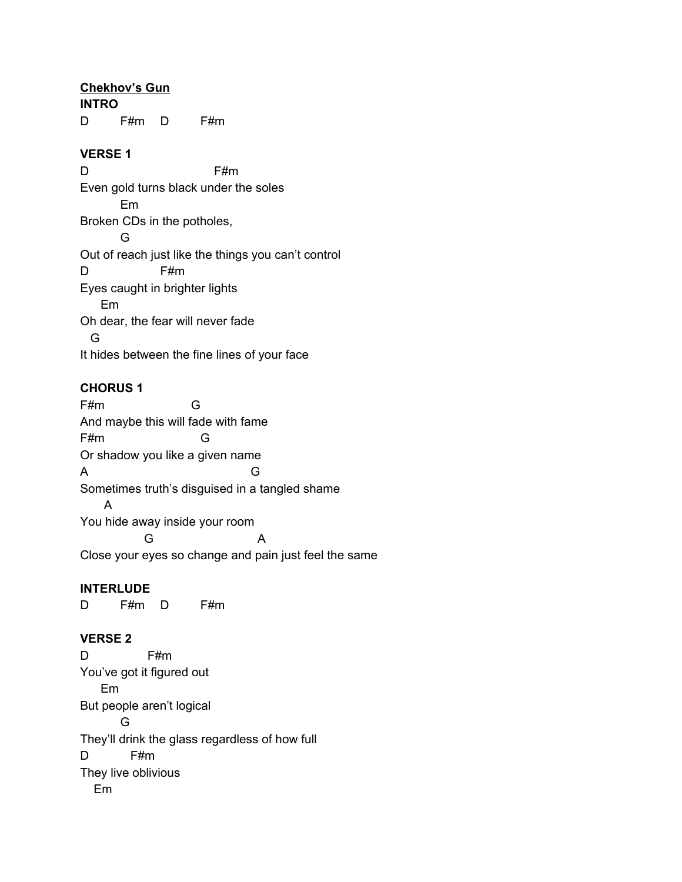**Chekhov's Gun**

**INTRO**

```
D         F#m    D         F#m
```

**VERSE 1**

```
D                              F#m
Even gold turns black under the soles
          Em
Broken CDs in the potholes,
          G
Out of reach just like the things you can't control
D                  F#m
Eyes caught in brighter lights
      Em
Oh dear, the fear will never fade
   G
It hides between the fine lines of your face
```

**CHORUS 1**

```
F#m                     G
And maybe this will fade with fame
F#m                       G
Or shadow you like a given name
A                                     G
Sometimes truth's disguised in a tangled shame
       A
You hide away inside your room
               G                         A
Close your eyes so change and pain just feel the same
```

**INTERLUDE**

```
D         F#m    D         F#m
```

**VERSE 2**

```
D              F#m
You've got it figured out
      Em
But people aren't logical
          G
They'll drink the glass regardless of how full
D           F#m
They live oblivious
    Em
```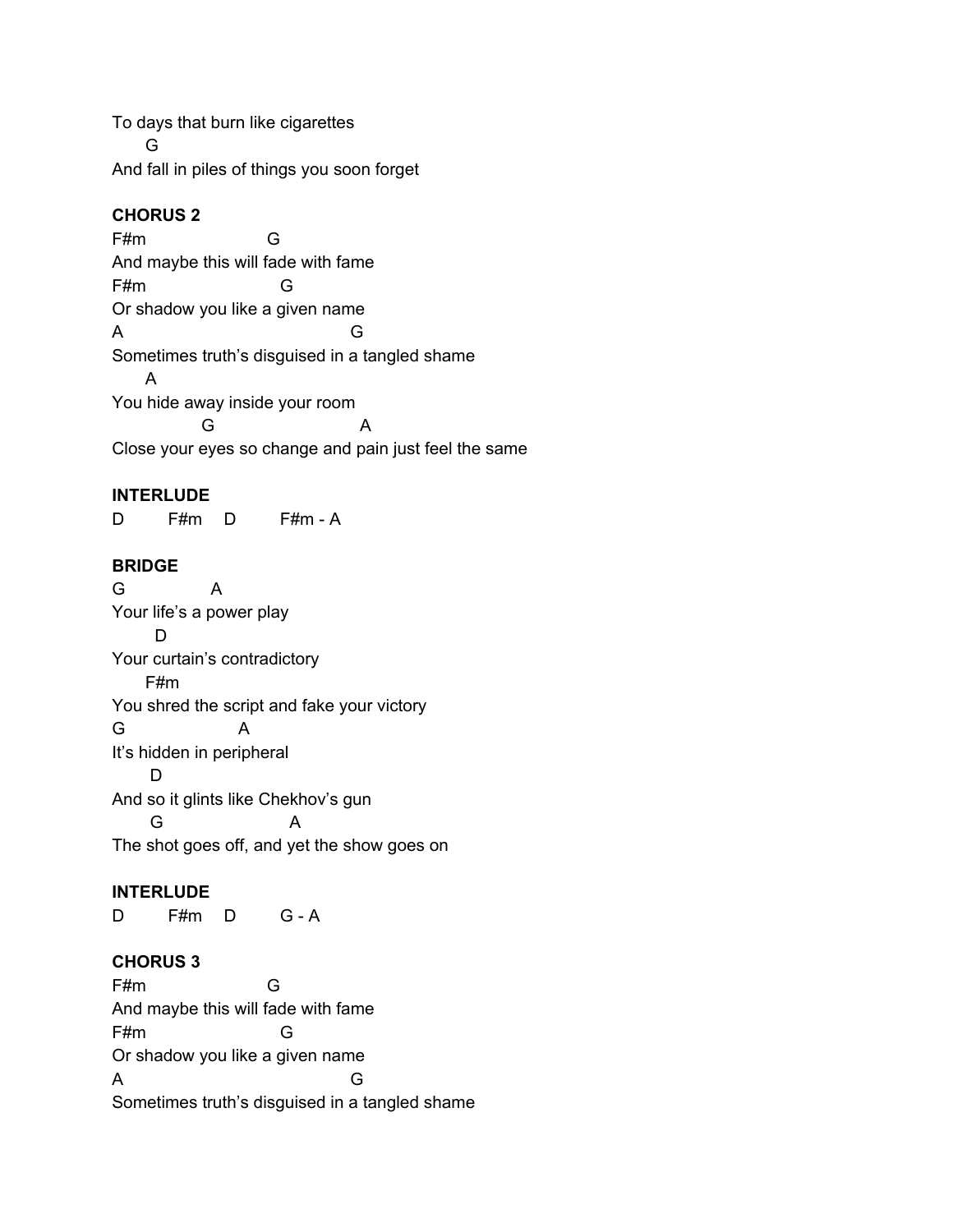```
To days that burn like cigarettes
      G
And fall in piles of things you soon forget
```

**CHORUS 2**

```
F#m                    G
And maybe this will fade with fame
F#m                      G
Or shadow you like a given name
A                                    G
Sometimes truth's disguised in a tangled shame
      A
You hide away inside your room
               G                        A
Close your eyes so change and pain just feel the same
```

**INTERLUDE**

```
D       F#m    D       F#m - A
```

**BRIDGE**

```
G              A
Your life's a power play
        D
Your curtain's contradictory
      F#m
You shred the script and fake your victory
G                    A
It's hidden in peripheral
       D
And so it glints like Chekhov's gun
       G                      A
The shot goes off, and yet the show goes on
```

**INTERLUDE**

```
D       F#m    D       G - A
```

**CHORUS 3**

```
F#m                    G
And maybe this will fade with fame
F#m                      G
Or shadow you like a given name
A                                    G
Sometimes truth's disguised in a tangled shame
```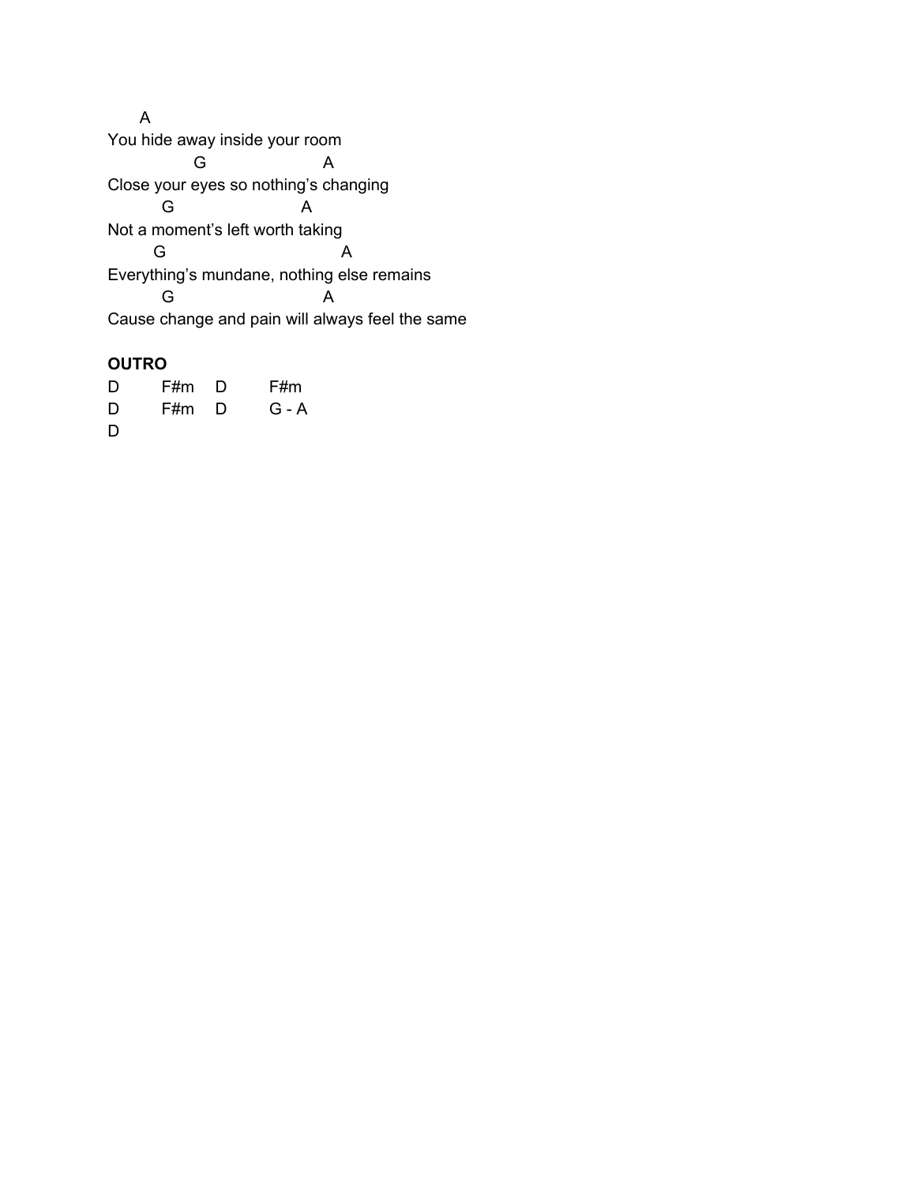```
      A
You hide away inside your room
               G                      A
Close your eyes so nothing's changing
          G                        A
Not a moment's left worth taking
        G                                 A
Everything's mundane, nothing else remains
          G                          A
Cause change and pain will always feel the same
```

**OUTRO**

```
D        F#m    D        F#m
D        F#m    D        G - A
D
```